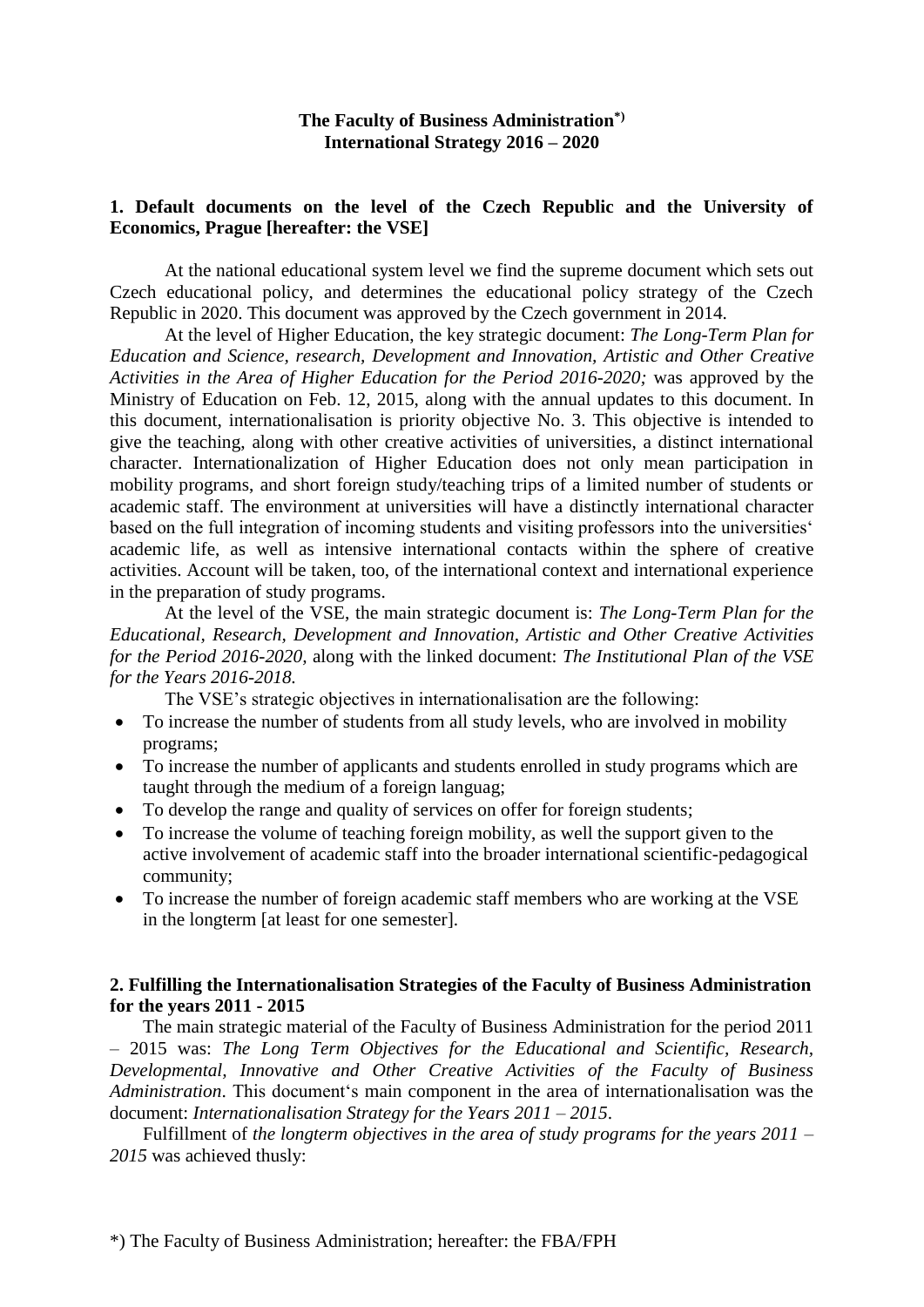**The Faculty of Business Administration*) International Strategy 2016 – 2020**

## 1. Default documents on the level of the Czech Republic and the University of Economics, Prague [hereafter: the VSE]

At the national educational system level we find the supreme document which sets out Czech educational policy, and determines the educational policy strategy of the Czech Republic in 2020. This document was approved by the Czech government in 2014.

At the level of Higher Education, the key strategic document: *The Long-Term Plan for Education and Science, research, Development and Innovation, Artistic and Other Creative Activities in the Area of Higher Education for the Period 2016-2020;* was approved by the Ministry of Education on Feb. 12, 2015, along with the annual updates to this document. In this document, internationalisation is priority objective No. 3. This objective is intended to give the teaching, along with other creative activities of universities, a distinct international character. Internationalization of Higher Education does not only mean participation in mobility programs, and short foreign study/teaching trips of a limited number of students or academic staff. The environment at universities will have a distinctly international character based on the full integration of incoming students and visiting professors into the universities‘ academic life, as well as intensive international contacts within the sphere of creative activities. Account will be taken, too, of the international context and international experience in the preparation of study programs.

At the level of the VSE, the main strategic document is: *The Long-Term Plan for the Educational, Research, Development and Innovation, Artistic and Other Creative Activities for the Period 2016-2020,* along with the linked document: *The Institutional Plan of the VSE for the Years 2016-2018.*

The VSE's strategic objectives in internationalisation are the following:

- To increase the number of students from all study levels, who are involved in mobility programs;
- To increase the number of applicants and students enrolled in study programs which are taught through the medium of a foreign languag;
- To develop the range and quality of services on offer for foreign students;
- To increase the volume of teaching foreign mobility, as well the support given to the active involvement of academic staff into the broader international scientific-pedagogical community;
- To increase the number of foreign academic staff members who are working at the VSE in the longterm [at least for one semester].

## 2. Fulfilling the Internationalisation Strategies of the Faculty of Business Administration for the years 2011 - 2015

The main strategic material of the Faculty of Business Administration for the period 2011 – 2015 was: *The Long Term Objectives for the Educational and Scientific, Research, Developmental, Innovative and Other Creative Activities of the Faculty of Business Administration*. This document‘s main component in the area of internationalisation was the document: *Internationalisation Strategy for the Years 2011 – 2015*.

Fulfillment of *the longterm objectives in the area of study programs for the years 2011 – 2015* was achieved thusly:

*) The Faculty of Business Administration; hereafter: the FBA/FPH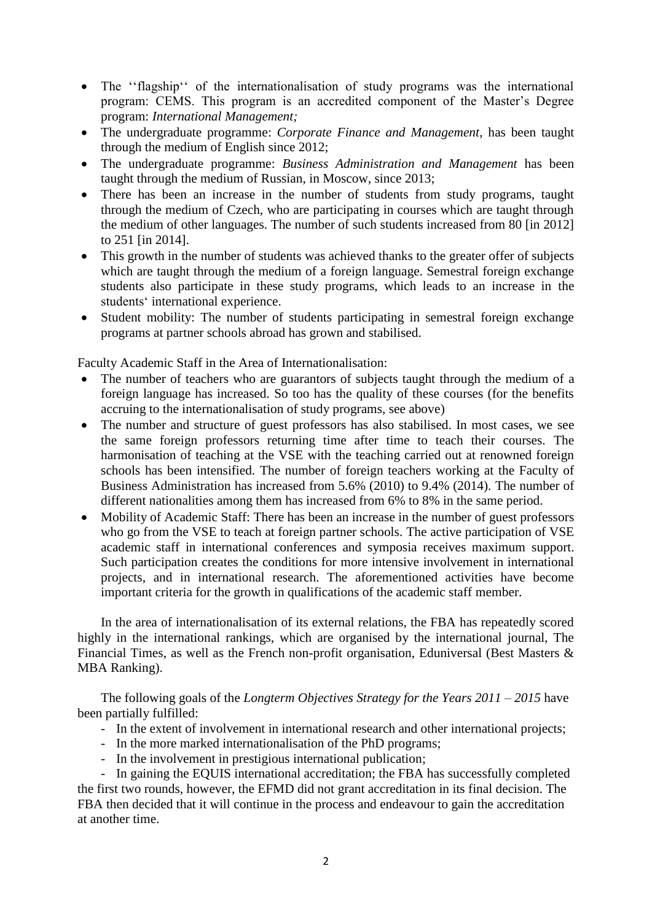- The ''flagship'' of the internationalisation of study programs was the international program: CEMS. This program is an accredited component of the Master's Degree program: *International Management;*
- The undergraduate programme: *Corporate Finance and Management*, has been taught through the medium of English since 2012;
- The undergraduate programme: *Business Administration and Management* has been taught through the medium of Russian, in Moscow, since 2013;
- There has been an increase in the number of students from study programs, taught through the medium of Czech, who are participating in courses which are taught through the medium of other languages. The number of such students increased from 80 [in 2012] to 251 [in 2014].
- This growth in the number of students was achieved thanks to the greater offer of subjects which are taught through the medium of a foreign language. Semestral foreign exchange students also participate in these study programs, which leads to an increase in the students' international experience.
- Student mobility: The number of students participating in semestral foreign exchange programs at partner schools abroad has grown and stabilised.

Faculty Academic Staff in the Area of Internationalisation:

- The number of teachers who are guarantors of subjects taught through the medium of a foreign language has increased. So too has the quality of these courses (for the benefits accruing to the internationalisation of study programs, see above)
- The number and structure of guest professors has also stabilised. In most cases, we see the same foreign professors returning time after time to teach their courses. The harmonisation of teaching at the VSE with the teaching carried out at renowned foreign schools has been intensified. The number of foreign teachers working at the Faculty of Business Administration has increased from 5.6% (2010) to 9.4% (2014). The number of different nationalities among them has increased from 6% to 8% in the same period.
- Mobility of Academic Staff: There has been an increase in the number of guest professors who go from the VSE to teach at foreign partner schools. The active participation of VSE academic staff in international conferences and symposia receives maximum support. Such participation creates the conditions for more intensive involvement in international projects, and in international research. The aforementioned activities have become important criteria for the growth in qualifications of the academic staff member.

In the area of internationalisation of its external relations, the FBA has repeatedly scored highly in the international rankings, which are organised by the international journal, The Financial Times, as well as the French non-profit organisation, Eduniversal (Best Masters & MBA Ranking).

The following goals of the *Longterm Objectives Strategy for the Years 2011 – 2015* have been partially fulfilled:

- In the extent of involvement in international research and other international projects;
- In the more marked internationalisation of the PhD programs;
- In the involvement in prestigious international publication;
- In gaining the EQUIS international accreditation; the FBA has successfully completed the first two rounds, however, the EFMD did not grant accreditation in its final decision. The FBA then decided that it will continue in the process and endeavour to gain the accreditation at another time.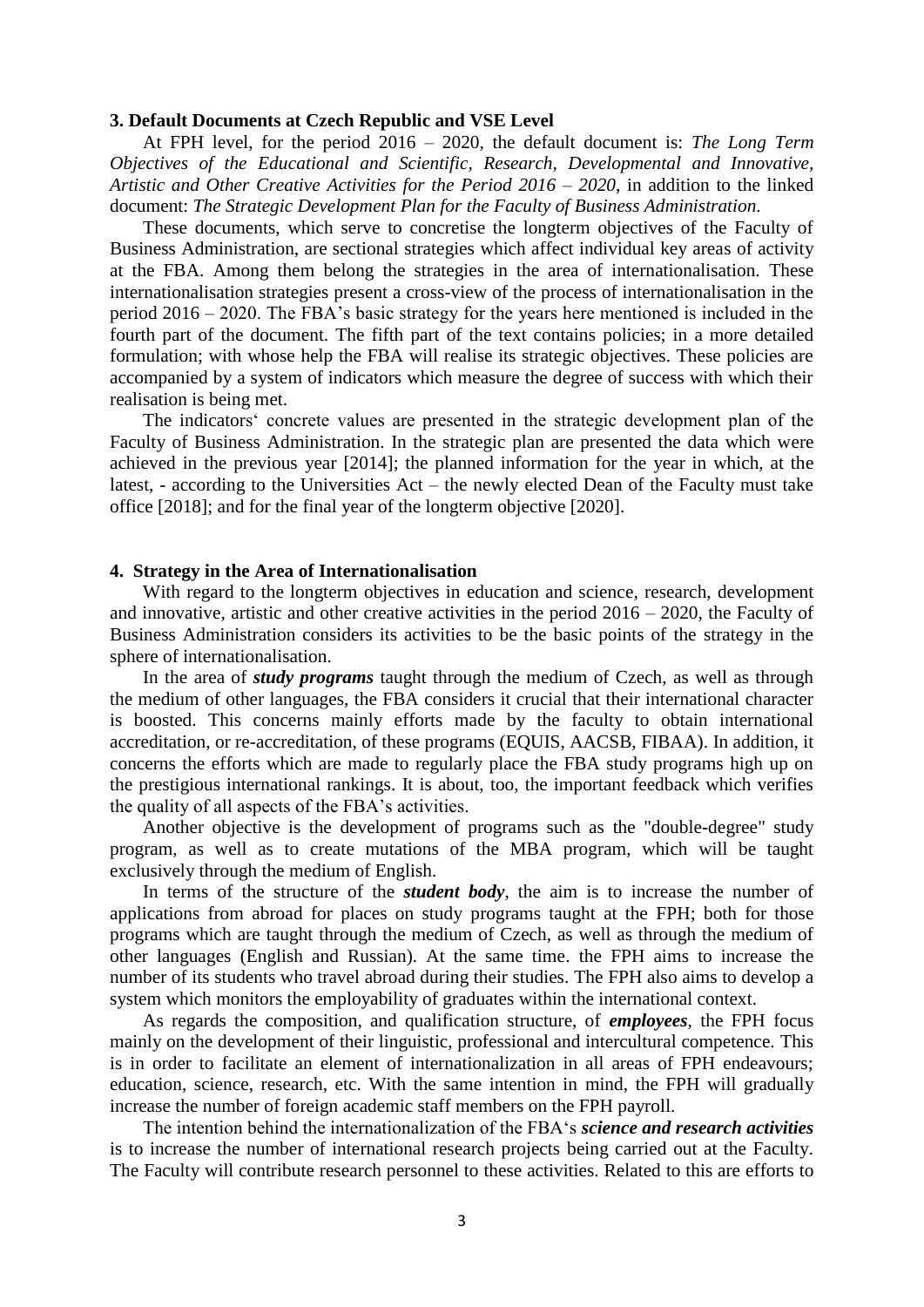### 3. Default Documents at Czech Republic and VSE Level

At FPH level, for the period 2016 – 2020, the default document is: *The Long Term Objectives of the Educational and Scientific, Research, Developmental and Innovative, Artistic and Other Creative Activities for the Period 2016 – 2020*, in addition to the linked document: *The Strategic Development Plan for the Faculty of Business Administration*.

These documents, which serve to concretise the longterm objectives of the Faculty of Business Administration, are sectional strategies which affect individual key areas of activity at the FBA. Among them belong the strategies in the area of internationalisation. These internationalisation strategies present a cross-view of the process of internationalisation in the period 2016 – 2020. The FBA's basic strategy for the years here mentioned is included in the fourth part of the document. The fifth part of the text contains policies; in a more detailed formulation; with whose help the FBA will realise its strategic objectives. These policies are accompanied by a system of indicators which measure the degree of success with which their realisation is being met.

The indicators' concrete values are presented in the strategic development plan of the Faculty of Business Administration. In the strategic plan are presented the data which were achieved in the previous year [2014]; the planned information for the year in which, at the latest, - according to the Universities Act – the newly elected Dean of the Faculty must take office [2018]; and for the final year of the longterm objective [2020].

### 4. Strategy in the Area of Internationalisation

With regard to the longterm objectives in education and science, research, development and innovative, artistic and other creative activities in the period 2016 – 2020, the Faculty of Business Administration considers its activities to be the basic points of the strategy in the sphere of internationalisation.

In the area of ***study programs*** taught through the medium of Czech, as well as through the medium of other languages, the FBA considers it crucial that their international character is boosted. This concerns mainly efforts made by the faculty to obtain international accreditation, or re-accreditation, of these programs (EQUIS, AACSB, FIBAA). In addition, it concerns the efforts which are made to regularly place the FBA study programs high up on the prestigious international rankings. It is about, too, the important feedback which verifies the quality of all aspects of the FBA's activities.

Another objective is the development of programs such as the "double-degree" study program, as well as to create mutations of the MBA program, which will be taught exclusively through the medium of English.

In terms of the structure of the ***student body***, the aim is to increase the number of applications from abroad for places on study programs taught at the FPH; both for those programs which are taught through the medium of Czech, as well as through the medium of other languages (English and Russian). At the same time. the FPH aims to increase the number of its students who travel abroad during their studies. The FPH also aims to develop a system which monitors the employability of graduates within the international context.

As regards the composition, and qualification structure, of ***employees***, the FPH focus mainly on the development of their linguistic, professional and intercultural competence. This is in order to facilitate an element of internationalization in all areas of FPH endeavours; education, science, research, etc. With the same intention in mind, the FPH will gradually increase the number of foreign academic staff members on the FPH payroll.

The intention behind the internationalization of the FBA's ***science and research activities*** is to increase the number of international research projects being carried out at the Faculty. The Faculty will contribute research personnel to these activities. Related to this are efforts to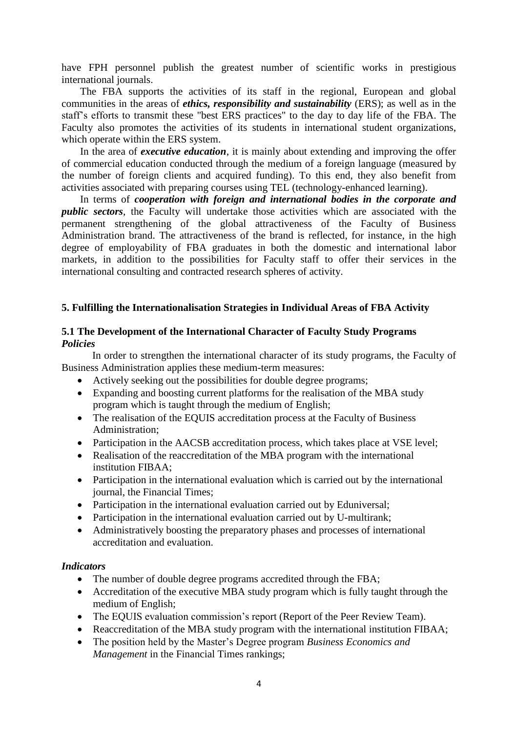have FPH personnel publish the greatest number of scientific works in prestigious international journals.

The FBA supports the activities of its staff in the regional, European and global communities in the areas of ***ethics, responsibility and sustainability*** (ERS); as well as in the staff's efforts to transmit these "best ERS practices" to the day to day life of the FBA. The Faculty also promotes the activities of its students in international student organizations, which operate within the ERS system.

In the area of ***executive education***, it is mainly about extending and improving the offer of commercial education conducted through the medium of a foreign language (measured by the number of foreign clients and acquired funding). To this end, they also benefit from activities associated with preparing courses using TEL (technology-enhanced learning).

In terms of ***cooperation with foreign and international bodies in the corporate and public sectors***, the Faculty will undertake those activities which are associated with the permanent strengthening of the global attractiveness of the Faculty of Business Administration brand. The attractiveness of the brand is reflected, for instance, in the high degree of employability of FBA graduates in both the domestic and international labor markets, in addition to the possibilities for Faculty staff to offer their services in the international consulting and contracted research spheres of activity.

## 5. Fulfilling the Internationalisation Strategies in Individual Areas of FBA Activity

### 5.1 The Development of the International Character of Faculty Study Programs

***Policies***

In order to strengthen the international character of its study programs, the Faculty of Business Administration applies these medium-term measures:

- Actively seeking out the possibilities for double degree programs;
- Expanding and boosting current platforms for the realisation of the MBA study program which is taught through the medium of English;
- The realisation of the EQUIS accreditation process at the Faculty of Business Administration;
- Participation in the AACSB accreditation process, which takes place at VSE level;
- Realisation of the reaccreditation of the MBA program with the international institution FIBAA;
- Participation in the international evaluation which is carried out by the international journal, the Financial Times;
- Participation in the international evaluation carried out by Eduniversal;
- Participation in the international evaluation carried out by U-multirank;
- Administratively boosting the preparatory phases and processes of international accreditation and evaluation.

***Indicators***

- The number of double degree programs accredited through the FBA;
- Accreditation of the executive MBA study program which is fully taught through the medium of English;
- The EQUIS evaluation commission's report (Report of the Peer Review Team).
- Reaccreditation of the MBA study program with the international institution FIBAA;
- The position held by the Master's Degree program *Business Economics and Management* in the Financial Times rankings;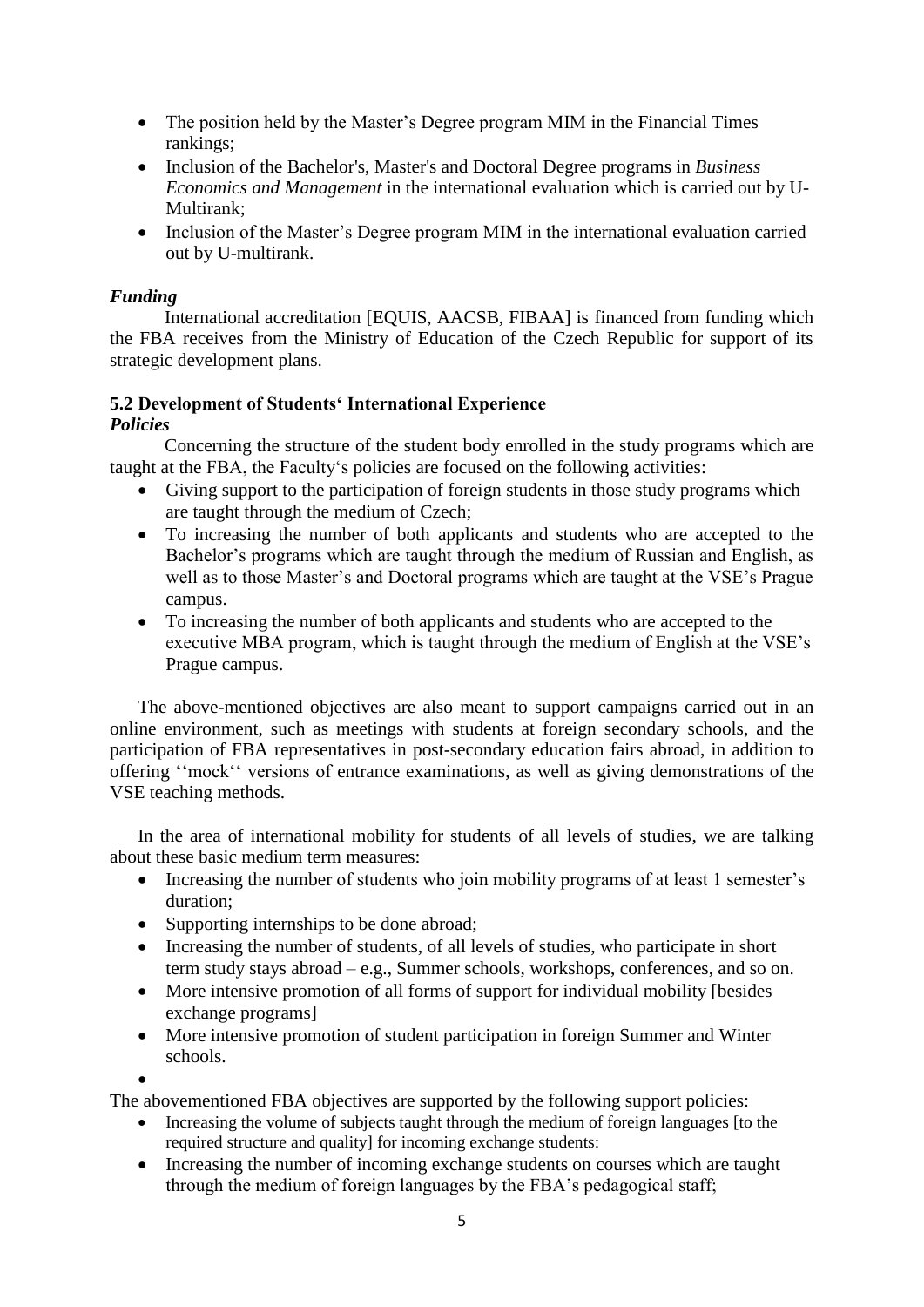- The position held by the Master's Degree program MIM in the Financial Times rankings;
- Inclusion of the Bachelor's, Master's and Doctoral Degree programs in *Business Economics and Management* in the international evaluation which is carried out by U-Multirank;
- Inclusion of the Master's Degree program MIM in the international evaluation carried out by U-multirank.

***Funding***

International accreditation [EQUIS, AACSB, FIBAA] is financed from funding which the FBA receives from the Ministry of Education of the Czech Republic for support of its strategic development plans.

### 5.2 Development of Students' International Experience

***Policies***

Concerning the structure of the student body enrolled in the study programs which are taught at the FBA, the Faculty's policies are focused on the following activities:

- Giving support to the participation of foreign students in those study programs which are taught through the medium of Czech;
- To increasing the number of both applicants and students who are accepted to the Bachelor's programs which are taught through the medium of Russian and English, as well as to those Master's and Doctoral programs which are taught at the VSE's Prague campus.
- To increasing the number of both applicants and students who are accepted to the executive MBA program, which is taught through the medium of English at the VSE's Prague campus.

The above-mentioned objectives are also meant to support campaigns carried out in an online environment, such as meetings with students at foreign secondary schools, and the participation of FBA representatives in post-secondary education fairs abroad, in addition to offering ''mock'' versions of entrance examinations, as well as giving demonstrations of the VSE teaching methods.

In the area of international mobility for students of all levels of studies, we are talking about these basic medium term measures:

- Increasing the number of students who join mobility programs of at least 1 semester's duration;
- Supporting internships to be done abroad;
- Increasing the number of students, of all levels of studies, who participate in short term study stays abroad – e.g., Summer schools, workshops, conferences, and so on.
- More intensive promotion of all forms of support for individual mobility [besides exchange programs]
- More intensive promotion of student participation in foreign Summer and Winter schools.

The abovementioned FBA objectives are supported by the following support policies:

- Increasing the volume of subjects taught through the medium of foreign languages [to the required structure and quality] for incoming exchange students:
- Increasing the number of incoming exchange students on courses which are taught through the medium of foreign languages by the FBA's pedagogical staff;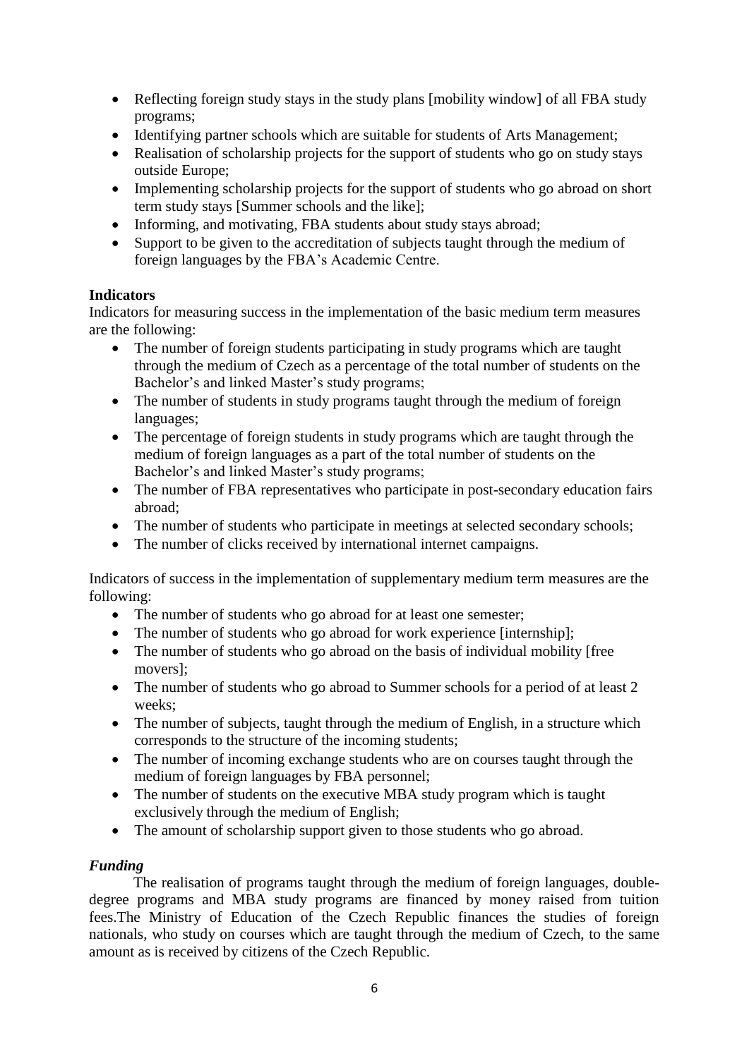- Reflecting foreign study stays in the study plans [mobility window] of all FBA study programs;
- Identifying partner schools which are suitable for students of Arts Management;
- Realisation of scholarship projects for the support of students who go on study stays outside Europe;
- Implementing scholarship projects for the support of students who go abroad on short term study stays [Summer schools and the like];
- Informing, and motivating, FBA students about study stays abroad;
- Support to be given to the accreditation of subjects taught through the medium of foreign languages by the FBA's Academic Centre.

**Indicators**

Indicators for measuring success in the implementation of the basic medium term measures are the following:

- The number of foreign students participating in study programs which are taught through the medium of Czech as a percentage of the total number of students on the Bachelor's and linked Master's study programs;
- The number of students in study programs taught through the medium of foreign languages;
- The percentage of foreign students in study programs which are taught through the medium of foreign languages as a part of the total number of students on the Bachelor's and linked Master's study programs;
- The number of FBA representatives who participate in post-secondary education fairs abroad;
- The number of students who participate in meetings at selected secondary schools;
- The number of clicks received by international internet campaigns.

Indicators of success in the implementation of supplementary medium term measures are the following:

- The number of students who go abroad for at least one semester;
- The number of students who go abroad for work experience [internship];
- The number of students who go abroad on the basis of individual mobility [free movers];
- The number of students who go abroad to Summer schools for a period of at least 2 weeks;
- The number of subjects, taught through the medium of English, in a structure which corresponds to the structure of the incoming students;
- The number of incoming exchange students who are on courses taught through the medium of foreign languages by FBA personnel;
- The number of students on the executive MBA study program which is taught exclusively through the medium of English;
- The amount of scholarship support given to those students who go abroad.

***Funding***

The realisation of programs taught through the medium of foreign languages, double-degree programs and MBA study programs are financed by money raised from tuition fees.The Ministry of Education of the Czech Republic finances the studies of foreign nationals, who study on courses which are taught through the medium of Czech, to the same amount as is received by citizens of the Czech Republic.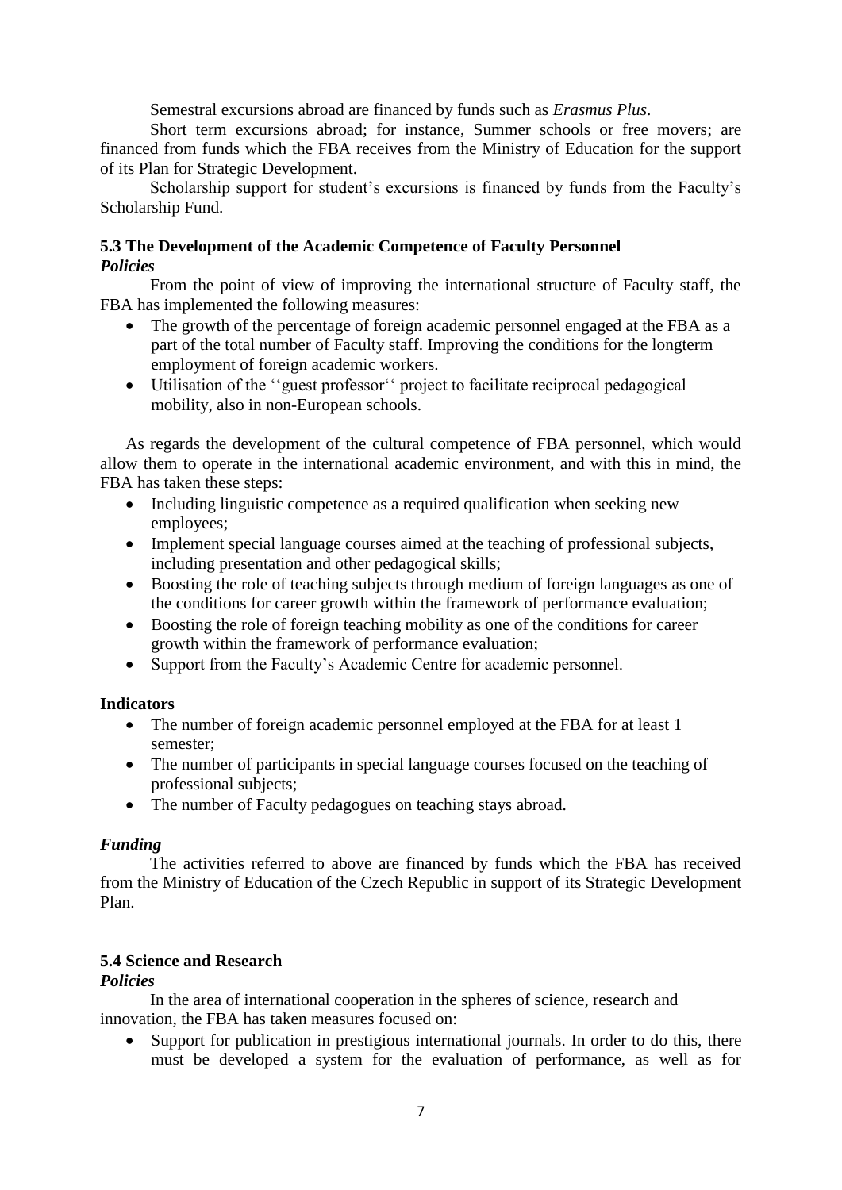Semestral excursions abroad are financed by funds such as *Erasmus Plus*.

Short term excursions abroad; for instance, Summer schools or free movers; are financed from funds which the FBA receives from the Ministry of Education for the support of its Plan for Strategic Development.

Scholarship support for student's excursions is financed by funds from the Faculty's Scholarship Fund.

### 5.3 The Development of the Academic Competence of Faculty Personnel

***Policies***

From the point of view of improving the international structure of Faculty staff, the FBA has implemented the following measures:

- The growth of the percentage of foreign academic personnel engaged at the FBA as a part of the total number of Faculty staff. Improving the conditions for the longterm employment of foreign academic workers.
- Utilisation of the ''guest professor'' project to facilitate reciprocal pedagogical mobility, also in non-European schools.

As regards the development of the cultural competence of FBA personnel, which would allow them to operate in the international academic environment, and with this in mind, the FBA has taken these steps:

- Including linguistic competence as a required qualification when seeking new employees;
- Implement special language courses aimed at the teaching of professional subjects, including presentation and other pedagogical skills;
- Boosting the role of teaching subjects through medium of foreign languages as one of the conditions for career growth within the framework of performance evaluation;
- Boosting the role of foreign teaching mobility as one of the conditions for career growth within the framework of performance evaluation;
- Support from the Faculty's Academic Centre for academic personnel.

**Indicators**

- The number of foreign academic personnel employed at the FBA for at least 1 semester;
- The number of participants in special language courses focused on the teaching of professional subjects;
- The number of Faculty pedagogues on teaching stays abroad.

***Funding***

The activities referred to above are financed by funds which the FBA has received from the Ministry of Education of the Czech Republic in support of its Strategic Development Plan.

### 5.4 Science and Research

***Policies***

In the area of international cooperation in the spheres of science, research and innovation, the FBA has taken measures focused on:

- Support for publication in prestigious international journals. In order to do this, there must be developed a system for the evaluation of performance, as well as for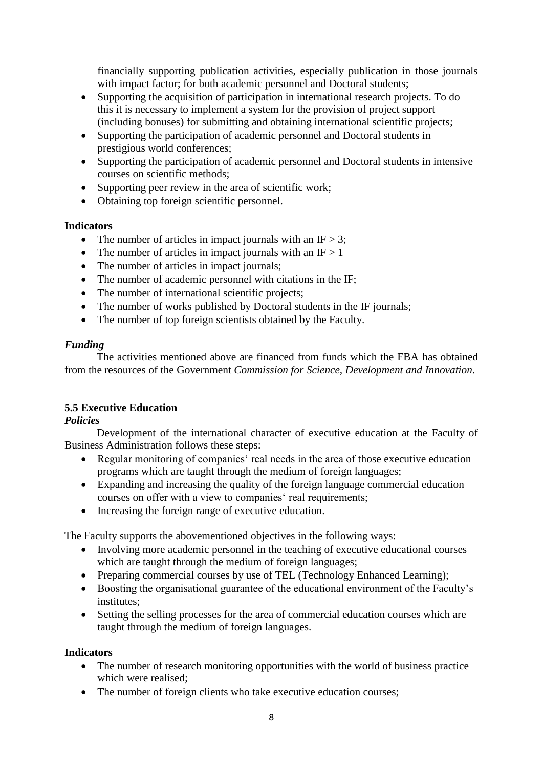financially supporting publication activities, especially publication in those journals with impact factor; for both academic personnel and Doctoral students;

- Supporting the acquisition of participation in international research projects. To do this it is necessary to implement a system for the provision of project support (including bonuses) for submitting and obtaining international scientific projects;
- Supporting the participation of academic personnel and Doctoral students in prestigious world conferences;
- Supporting the participation of academic personnel and Doctoral students in intensive courses on scientific methods;
- Supporting peer review in the area of scientific work;
- Obtaining top foreign scientific personnel.

**Indicators**

- The number of articles in impact journals with an IF > 3;
- The number of articles in impact journals with an IF > 1
- The number of articles in impact journals;
- The number of academic personnel with citations in the IF;
- The number of international scientific projects;
- The number of works published by Doctoral students in the IF journals;
- The number of top foreign scientists obtained by the Faculty.

***Funding***

The activities mentioned above are financed from funds which the FBA has obtained from the resources of the Government *Commission for Science, Development and Innovation*.

### 5.5 Executive Education

***Policies***

Development of the international character of executive education at the Faculty of Business Administration follows these steps:

- Regular monitoring of companies' real needs in the area of those executive education programs which are taught through the medium of foreign languages;
- Expanding and increasing the quality of the foreign language commercial education courses on offer with a view to companies' real requirements;
- Increasing the foreign range of executive education.

The Faculty supports the abovementioned objectives in the following ways:

- Involving more academic personnel in the teaching of executive educational courses which are taught through the medium of foreign languages;
- Preparing commercial courses by use of TEL (Technology Enhanced Learning);
- Boosting the organisational guarantee of the educational environment of the Faculty's institutes;
- Setting the selling processes for the area of commercial education courses which are taught through the medium of foreign languages.

**Indicators**

- The number of research monitoring opportunities with the world of business practice which were realised;
- The number of foreign clients who take executive education courses;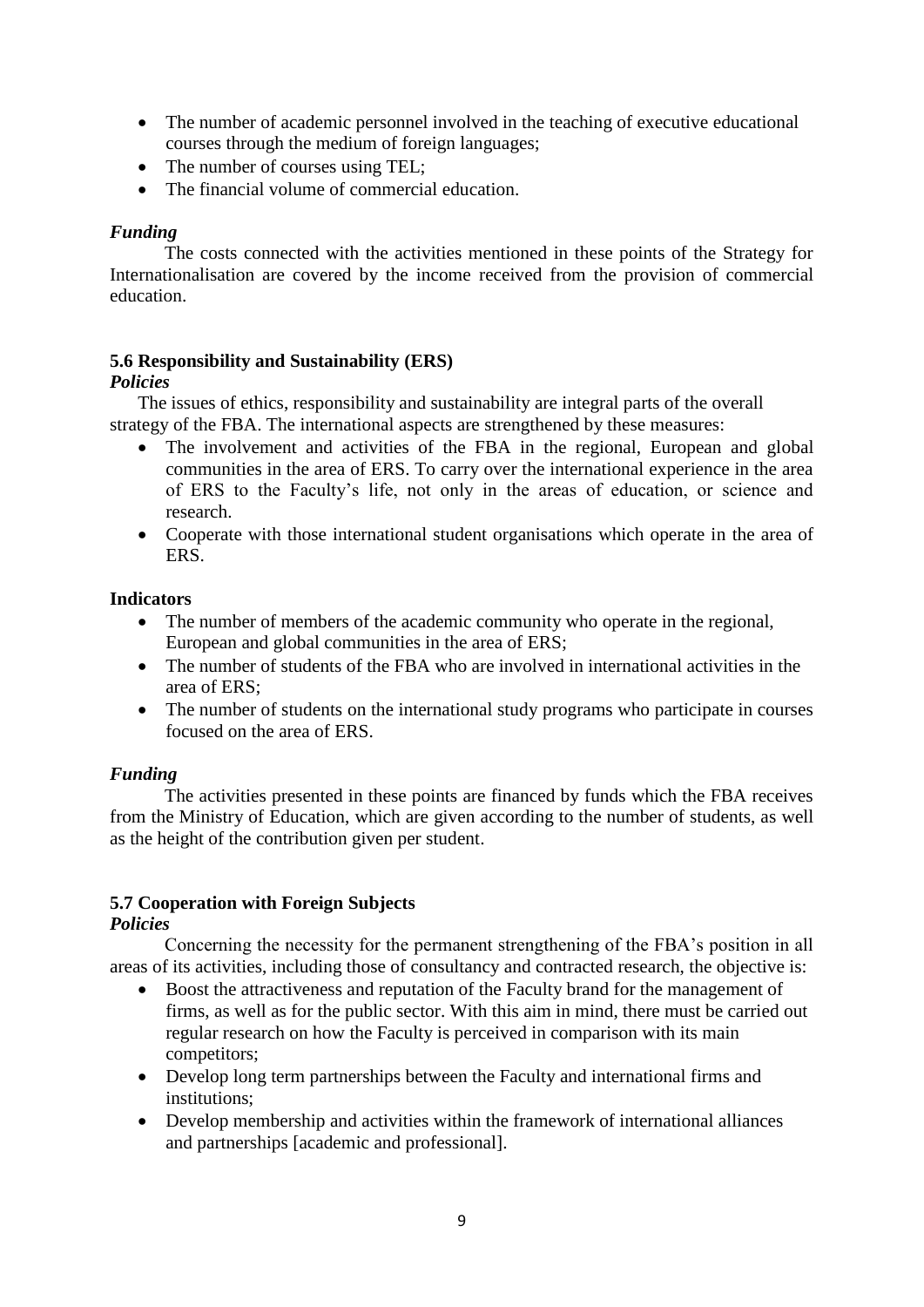- The number of academic personnel involved in the teaching of executive educational courses through the medium of foreign languages;
- The number of courses using TEL;
- The financial volume of commercial education.

***Funding***

The costs connected with the activities mentioned in these points of the Strategy for Internationalisation are covered by the income received from the provision of commercial education.

**5.6 Responsibility and Sustainability (ERS)**

***Policies***

The issues of ethics, responsibility and sustainability are integral parts of the overall strategy of the FBA. The international aspects are strengthened by these measures:

- The involvement and activities of the FBA in the regional, European and global communities in the area of ERS. To carry over the international experience in the area of ERS to the Faculty's life, not only in the areas of education, or science and research.
- Cooperate with those international student organisations which operate in the area of ERS.

**Indicators**

- The number of members of the academic community who operate in the regional, European and global communities in the area of ERS;
- The number of students of the FBA who are involved in international activities in the area of ERS;
- The number of students on the international study programs who participate in courses focused on the area of ERS.

***Funding***

The activities presented in these points are financed by funds which the FBA receives from the Ministry of Education, which are given according to the number of students, as well as the height of the contribution given per student.

**5.7 Cooperation with Foreign Subjects**

***Policies***

Concerning the necessity for the permanent strengthening of the FBA's position in all areas of its activities, including those of consultancy and contracted research, the objective is:

- Boost the attractiveness and reputation of the Faculty brand for the management of firms, as well as for the public sector. With this aim in mind, there must be carried out regular research on how the Faculty is perceived in comparison with its main competitors;
- Develop long term partnerships between the Faculty and international firms and institutions;
- Develop membership and activities within the framework of international alliances and partnerships [academic and professional].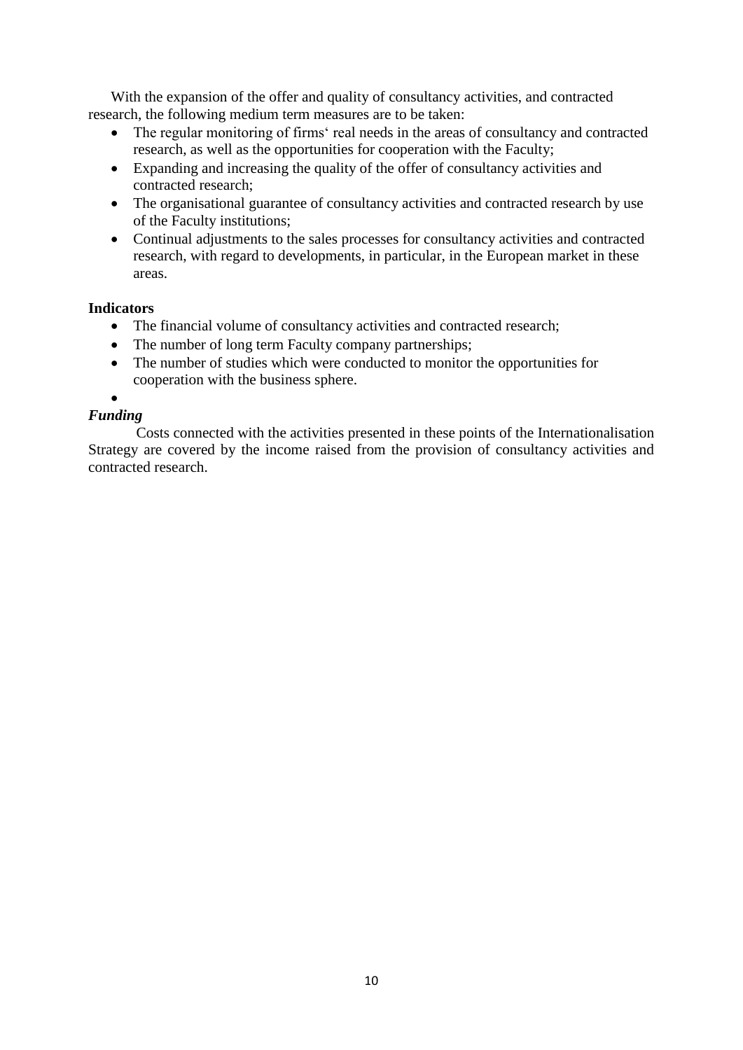With the expansion of the offer and quality of consultancy activities, and contracted research, the following medium term measures are to be taken:

- The regular monitoring of firms' real needs in the areas of consultancy and contracted research, as well as the opportunities for cooperation with the Faculty;
- Expanding and increasing the quality of the offer of consultancy activities and contracted research;
- The organisational guarantee of consultancy activities and contracted research by use of the Faculty institutions;
- Continual adjustments to the sales processes for consultancy activities and contracted research, with regard to developments, in particular, in the European market in these areas.

**Indicators**

- The financial volume of consultancy activities and contracted research;
- The number of long term Faculty company partnerships;
- The number of studies which were conducted to monitor the opportunities for cooperation with the business sphere.

***Funding***

Costs connected with the activities presented in these points of the Internationalisation Strategy are covered by the income raised from the provision of consultancy activities and contracted research.